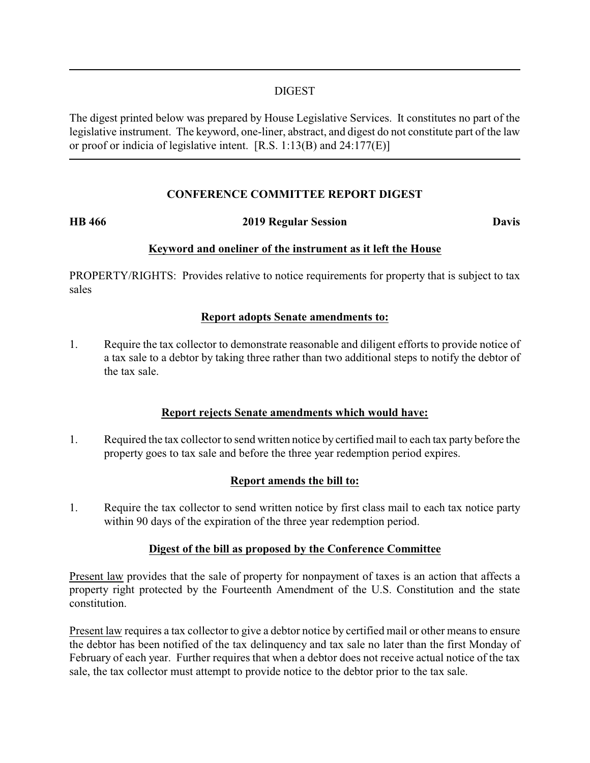DIGEST

The digest printed below was prepared by House Legislative Services. It constitutes no part of the legislative instrument. The keyword, one-liner, abstract, and digest do not constitute part of the law or proof or indicia of legislative intent. [R.S. 1:13(B) and 24:177(E)]

## CONFERENCE COMMITTEE REPORT DIGEST

**HB 466** **2019 Regular Session** **Davis**

### Keyword and oneliner of the instrument as it left the House

PROPERTY/RIGHTS: Provides relative to notice requirements for property that is subject to tax sales

### Report adopts Senate amendments to:

1. Require the tax collector to demonstrate reasonable and diligent efforts to provide notice of a tax sale to a debtor by taking three rather than two additional steps to notify the debtor of the tax sale.

### Report rejects Senate amendments which would have:

1. Required the tax collector to send written notice by certified mail to each tax party before the property goes to tax sale and before the three year redemption period expires.

### Report amends the bill to:

1. Require the tax collector to send written notice by first class mail to each tax notice party within 90 days of the expiration of the three year redemption period.

### Digest of the bill as proposed by the Conference Committee

Present law provides that the sale of property for nonpayment of taxes is an action that affects a property right protected by the Fourteenth Amendment of the U.S. Constitution and the state constitution.

Present law requires a tax collector to give a debtor notice by certified mail or other means to ensure the debtor has been notified of the tax delinquency and tax sale no later than the first Monday of February of each year. Further requires that when a debtor does not receive actual notice of the tax sale, the tax collector must attempt to provide notice to the debtor prior to the tax sale.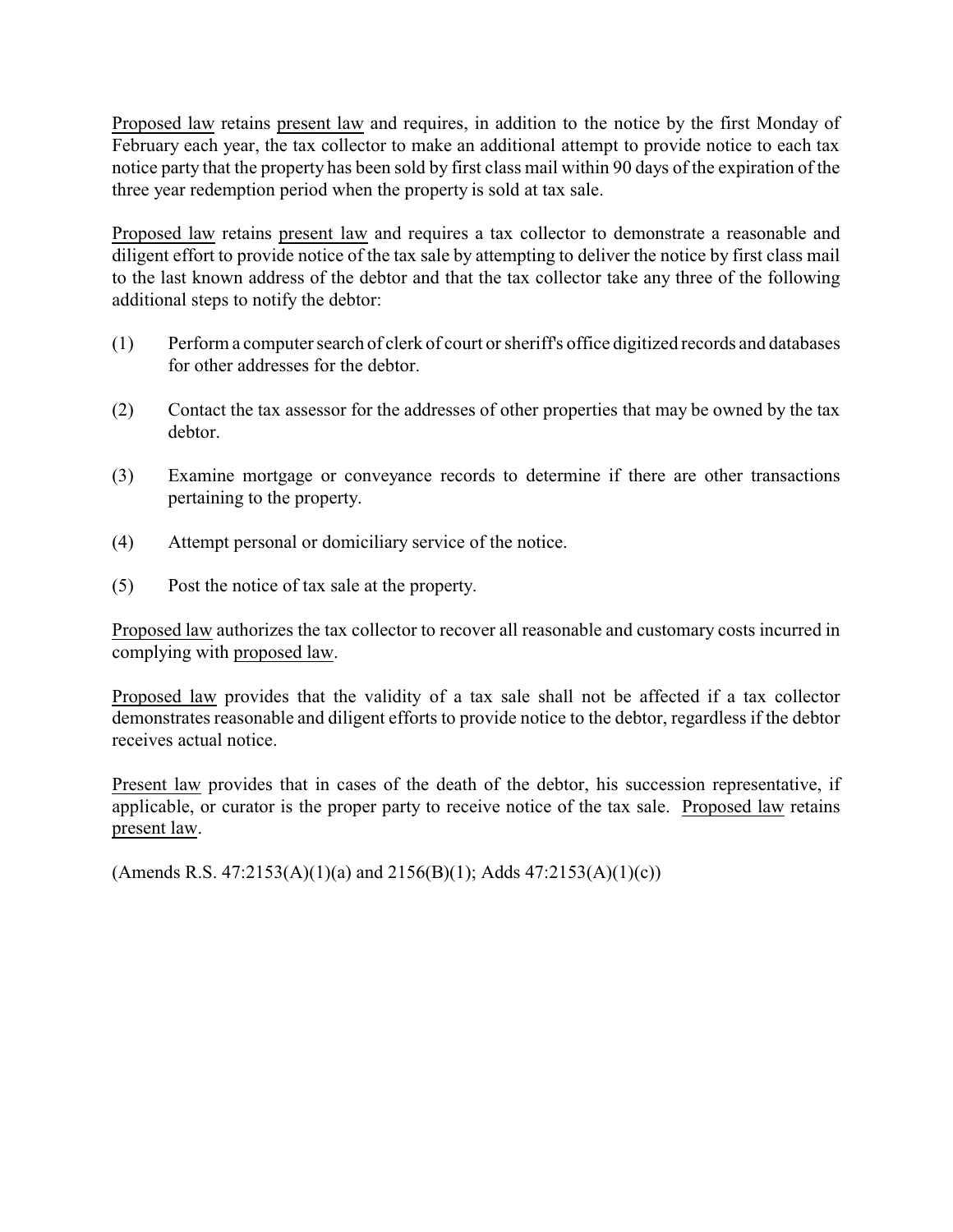Proposed law retains present law and requires, in addition to the notice by the first Monday of February each year, the tax collector to make an additional attempt to provide notice to each tax notice party that the property has been sold by first class mail within 90 days of the expiration of the three year redemption period when the property is sold at tax sale.

Proposed law retains present law and requires a tax collector to demonstrate a reasonable and diligent effort to provide notice of the tax sale by attempting to deliver the notice by first class mail to the last known address of the debtor and that the tax collector take any three of the following additional steps to notify the debtor:

(1) Perform a computer search of clerk of court or sheriff's office digitized records and databases for other addresses for the debtor.

(2) Contact the tax assessor for the addresses of other properties that may be owned by the tax debtor.

(3) Examine mortgage or conveyance records to determine if there are other transactions pertaining to the property.

(4) Attempt personal or domiciliary service of the notice.

(5) Post the notice of tax sale at the property.

Proposed law authorizes the tax collector to recover all reasonable and customary costs incurred in complying with proposed law.

Proposed law provides that the validity of a tax sale shall not be affected if a tax collector demonstrates reasonable and diligent efforts to provide notice to the debtor, regardless if the debtor receives actual notice.

Present law provides that in cases of the death of the debtor, his succession representative, if applicable, or curator is the proper party to receive notice of the tax sale. Proposed law retains present law.

(Amends R.S. 47:2153(A)(1)(a) and 2156(B)(1); Adds 47:2153(A)(1)(c))